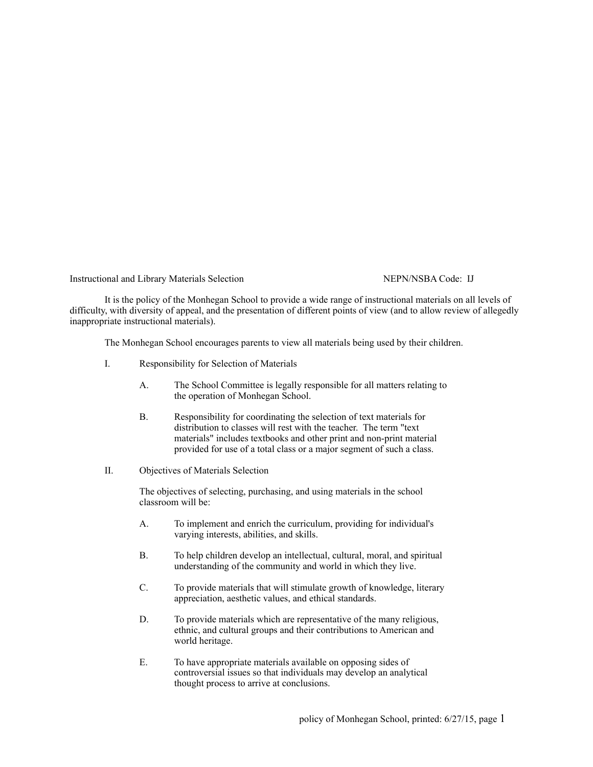Instructional and Library Materials Selection NEPN/NSBA Code: IJ

It is the policy of the Monhegan School to provide a wide range of instructional materials on all levels of difficulty, with diversity of appeal, and the presentation of different points of view (and to allow review of allegedly inappropriate instructional materials).

The Monhegan School encourages parents to view all materials being used by their children.

I. Responsibility for Selection of Materials

   A. The School Committee is legally responsible for all matters relating to the operation of Monhegan School.

   B. Responsibility for coordinating the selection of text materials for distribution to classes will rest with the teacher. The term "text materials" includes textbooks and other print and non-print material provided for use of a total class or a major segment of such a class.

II. Objectives of Materials Selection

   The objectives of selecting, purchasing, and using materials in the school classroom will be:

   A. To implement and enrich the curriculum, providing for individual's varying interests, abilities, and skills.

   B. To help children develop an intellectual, cultural, moral, and spiritual understanding of the community and world in which they live.

   C. To provide materials that will stimulate growth of knowledge, literary appreciation, aesthetic values, and ethical standards.

   D. To provide materials which are representative of the many religious, ethnic, and cultural groups and their contributions to American and world heritage.

   E. To have appropriate materials available on opposing sides of controversial issues so that individuals may develop an analytical thought process to arrive at conclusions.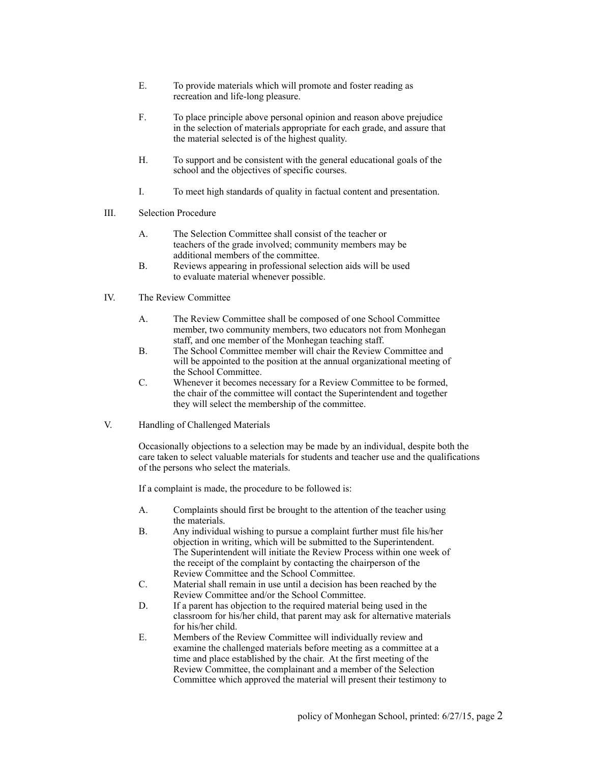E. To provide materials which will promote and foster reading as recreation and life-long pleasure.

F. To place principle above personal opinion and reason above prejudice in the selection of materials appropriate for each grade, and assure that the material selected is of the highest quality.

H. To support and be consistent with the general educational goals of the school and the objectives of specific courses.

I. To meet high standards of quality in factual content and presentation.

III. Selection Procedure

A. The Selection Committee shall consist of the teacher or teachers of the grade involved; community members may be additional members of the committee.
B. Reviews appearing in professional selection aids will be used to evaluate material whenever possible.

IV. The Review Committee

A. The Review Committee shall be composed of one School Committee member, two community members, two educators not from Monhegan staff, and one member of the Monhegan teaching staff.
B. The School Committee member will chair the Review Committee and will be appointed to the position at the annual organizational meeting of the School Committee.
C. Whenever it becomes necessary for a Review Committee to be formed, the chair of the committee will contact the Superintendent and together they will select the membership of the committee.

V. Handling of Challenged Materials

Occasionally objections to a selection may be made by an individual, despite both the care taken to select valuable materials for students and teacher use and the qualifications of the persons who select the materials.

If a complaint is made, the procedure to be followed is:

A. Complaints should first be brought to the attention of the teacher using the materials.
B. Any individual wishing to pursue a complaint further must file his/her objection in writing, which will be submitted to the Superintendent. The Superintendent will initiate the Review Process within one week of the receipt of the complaint by contacting the chairperson of the Review Committee and the School Committee.
C. Material shall remain in use until a decision has been reached by the Review Committee and/or the School Committee.
D. If a parent has objection to the required material being used in the classroom for his/her child, that parent may ask for alternative materials for his/her child.
E. Members of the Review Committee will individually review and examine the challenged materials before meeting as a committee at a time and place established by the chair. At the first meeting of the Review Committee, the complainant and a member of the Selection Committee which approved the material will present their testimony to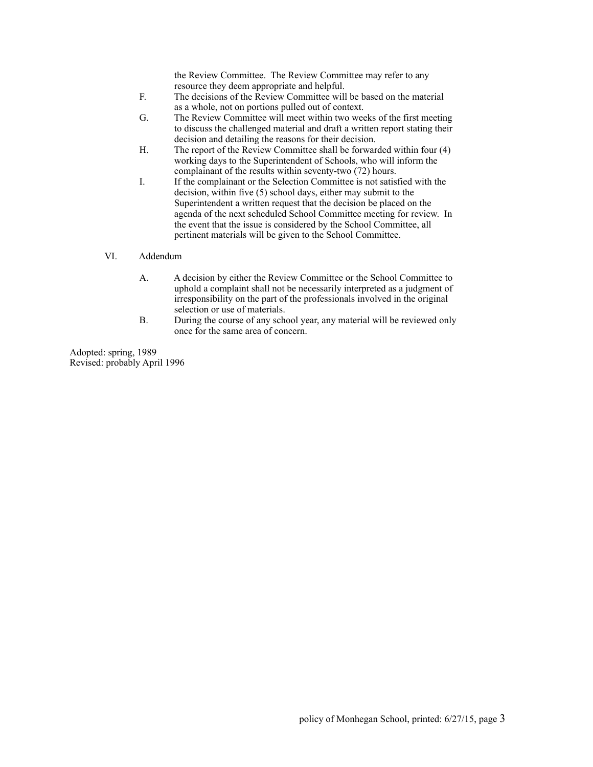the Review Committee. The Review Committee may refer to any resource they deem appropriate and helpful.

F. The decisions of the Review Committee will be based on the material as a whole, not on portions pulled out of context.

G. The Review Committee will meet within two weeks of the first meeting to discuss the challenged material and draft a written report stating their decision and detailing the reasons for their decision.

H. The report of the Review Committee shall be forwarded within four (4) working days to the Superintendent of Schools, who will inform the complainant of the results within seventy-two (72) hours.

I. If the complainant or the Selection Committee is not satisfied with the decision, within five (5) school days, either may submit to the Superintendent a written request that the decision be placed on the agenda of the next scheduled School Committee meeting for review. In the event that the issue is considered by the School Committee, all pertinent materials will be given to the School Committee.

VI. Addendum

A. A decision by either the Review Committee or the School Committee to uphold a complaint shall not be necessarily interpreted as a judgment of irresponsibility on the part of the professionals involved in the original selection or use of materials.

B. During the course of any school year, any material will be reviewed only once for the same area of concern.

Adopted: spring, 1989
Revised: probably April 1996